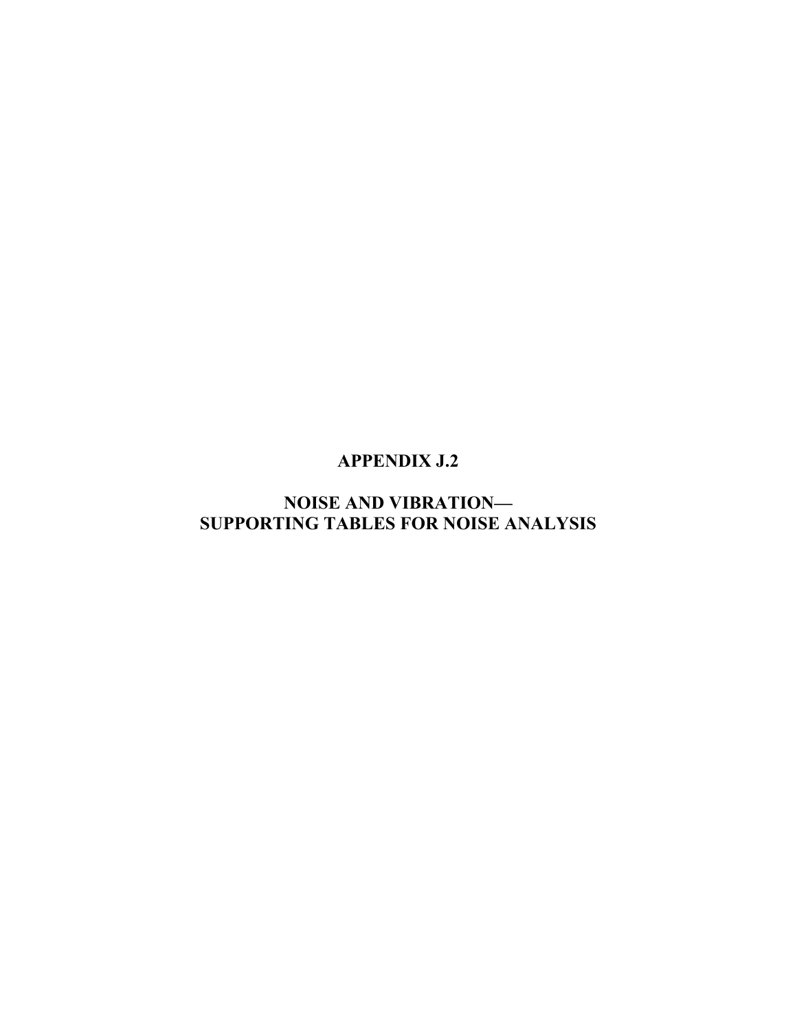# APPENDIX J.2

# NOISE AND VIBRATION— SUPPORTING TABLES FOR NOISE ANALYSIS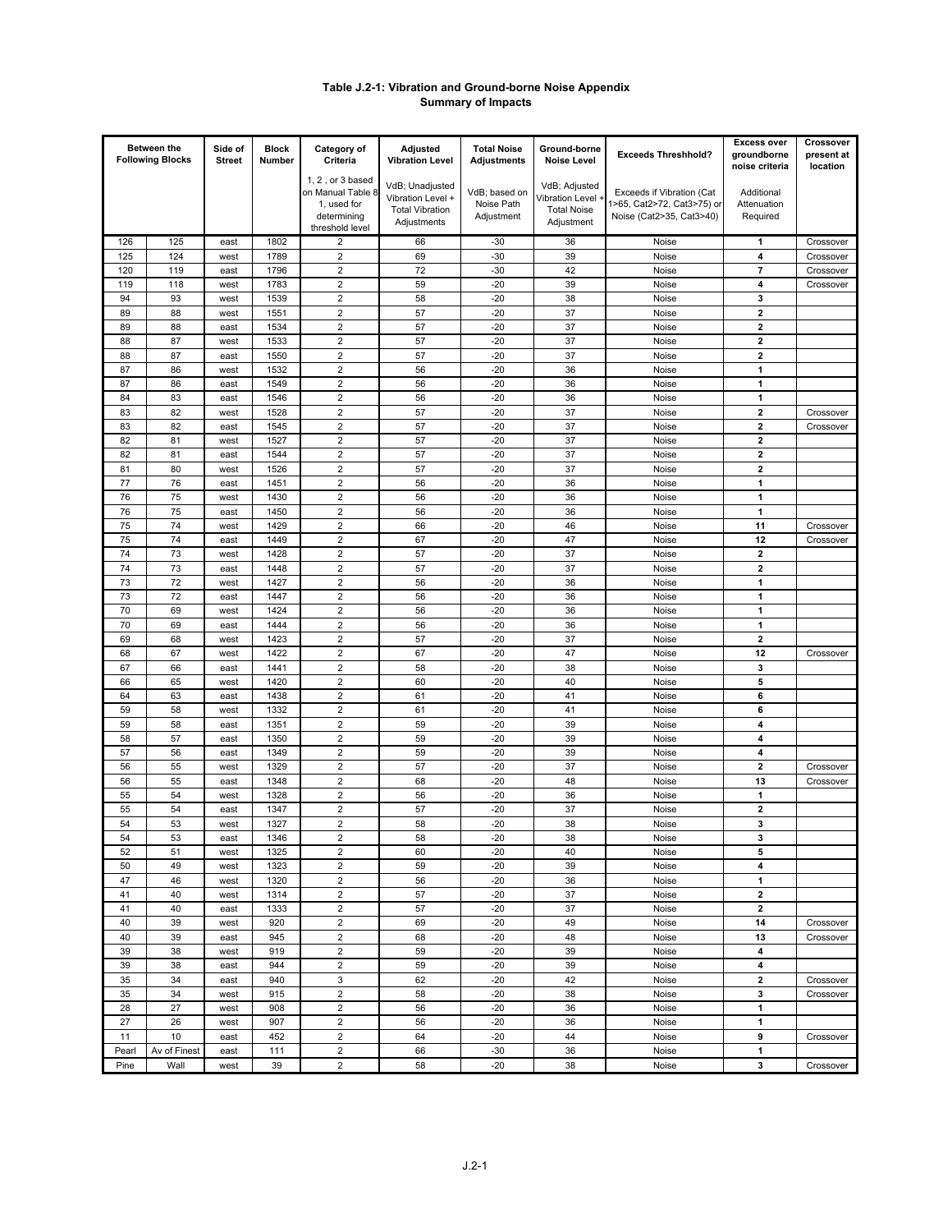**Table J.2-1: Vibration and Ground-borne Noise Appendix**
**Summary of Impacts**

| Between the Following Blocks | | Side of Street | Block Number | Category of Criteria | Adjusted Vibration Level | Total Noise Adjustments | Ground-borne Noise Level | Exceeds Threshhold? | Excess over groundborne noise criteria | Crossover present at location |
|---|---|---|---|---|---|---|---|---|---|---|
| | | | | 1, 2 , or 3 based on Manual Table 8 1, used for determining threshold level | VdB; Unadjusted Vibration Level + Total Vibration Adjustments | VdB; based on Noise Path Adjustment | VdB; Adjusted Vibration Level + Total Noise Adjustment | Exceeds if Vibration (Cat 1>65, Cat2>72, Cat3>75) or Noise (Cat2>35, Cat3>40) | Additional Attenuation Required | |
| 126 | 125 | east | 1802 | 2 | 66 | -30 | 36 | Noise | 1 | Crossover |
| 125 | 124 | west | 1789 | 2 | 69 | -30 | 39 | Noise | 4 | Crossover |
| 120 | 119 | east | 1796 | 2 | 72 | -30 | 42 | Noise | 7 | Crossover |
| 119 | 118 | west | 1783 | 2 | 59 | -20 | 39 | Noise | 4 | Crossover |
| 94 | 93 | west | 1539 | 2 | 58 | -20 | 38 | Noise | 3 | |
| 89 | 88 | west | 1551 | 2 | 57 | -20 | 37 | Noise | 2 | |
| 89 | 88 | east | 1534 | 2 | 57 | -20 | 37 | Noise | 2 | |
| 88 | 87 | west | 1533 | 2 | 57 | -20 | 37 | Noise | 2 | |
| 88 | 87 | east | 1550 | 2 | 57 | -20 | 37 | Noise | 2 | |
| 87 | 86 | west | 1532 | 2 | 56 | -20 | 36 | Noise | 1 | |
| 87 | 86 | east | 1549 | 2 | 56 | -20 | 36 | Noise | 1 | |
| 84 | 83 | east | 1546 | 2 | 56 | -20 | 36 | Noise | 1 | |
| 83 | 82 | west | 1528 | 2 | 57 | -20 | 37 | Noise | 2 | Crossover |
| 83 | 82 | east | 1545 | 2 | 57 | -20 | 37 | Noise | 2 | Crossover |
| 82 | 81 | west | 1527 | 2 | 57 | -20 | 37 | Noise | 2 | |
| 82 | 81 | east | 1544 | 2 | 57 | -20 | 37 | Noise | 2 | |
| 81 | 80 | west | 1526 | 2 | 57 | -20 | 37 | Noise | 2 | |
| 77 | 76 | east | 1451 | 2 | 56 | -20 | 36 | Noise | 1 | |
| 76 | 75 | west | 1430 | 2 | 56 | -20 | 36 | Noise | 1 | |
| 76 | 75 | east | 1450 | 2 | 56 | -20 | 36 | Noise | 1 | |
| 75 | 74 | west | 1429 | 2 | 66 | -20 | 46 | Noise | 11 | Crossover |
| 75 | 74 | east | 1449 | 2 | 67 | -20 | 47 | Noise | 12 | Crossover |
| 74 | 73 | west | 1428 | 2 | 57 | -20 | 37 | Noise | 2 | |
| 74 | 73 | east | 1448 | 2 | 57 | -20 | 37 | Noise | 2 | |
| 73 | 72 | west | 1427 | 2 | 56 | -20 | 36 | Noise | 1 | |
| 73 | 72 | east | 1447 | 2 | 56 | -20 | 36 | Noise | 1 | |
| 70 | 69 | west | 1424 | 2 | 56 | -20 | 36 | Noise | 1 | |
| 70 | 69 | east | 1444 | 2 | 56 | -20 | 36 | Noise | 1 | |
| 69 | 68 | west | 1423 | 2 | 57 | -20 | 37 | Noise | 2 | |
| 68 | 67 | west | 1422 | 2 | 67 | -20 | 47 | Noise | 12 | Crossover |
| 67 | 66 | east | 1441 | 2 | 58 | -20 | 38 | Noise | 3 | |
| 66 | 65 | west | 1420 | 2 | 60 | -20 | 40 | Noise | 5 | |
| 64 | 63 | east | 1438 | 2 | 61 | -20 | 41 | Noise | 6 | |
| 59 | 58 | west | 1332 | 2 | 61 | -20 | 41 | Noise | 6 | |
| 59 | 58 | east | 1351 | 2 | 59 | -20 | 39 | Noise | 4 | |
| 58 | 57 | east | 1350 | 2 | 59 | -20 | 39 | Noise | 4 | |
| 57 | 56 | east | 1349 | 2 | 59 | -20 | 39 | Noise | 4 | |
| 56 | 55 | west | 1329 | 2 | 57 | -20 | 37 | Noise | 2 | Crossover |
| 56 | 55 | east | 1348 | 2 | 68 | -20 | 48 | Noise | 13 | Crossover |
| 55 | 54 | west | 1328 | 2 | 56 | -20 | 36 | Noise | 1 | |
| 55 | 54 | east | 1347 | 2 | 57 | -20 | 37 | Noise | 2 | |
| 54 | 53 | west | 1327 | 2 | 58 | -20 | 38 | Noise | 3 | |
| 54 | 53 | east | 1346 | 2 | 58 | -20 | 38 | Noise | 3 | |
| 52 | 51 | west | 1325 | 2 | 60 | -20 | 40 | Noise | 5 | |
| 50 | 49 | west | 1323 | 2 | 59 | -20 | 39 | Noise | 4 | |
| 47 | 46 | west | 1320 | 2 | 56 | -20 | 36 | Noise | 1 | |
| 41 | 40 | west | 1314 | 2 | 57 | -20 | 37 | Noise | 2 | |
| 41 | 40 | east | 1333 | 2 | 57 | -20 | 37 | Noise | 2 | |
| 40 | 39 | west | 920 | 2 | 69 | -20 | 49 | Noise | 14 | Crossover |
| 40 | 39 | east | 945 | 2 | 68 | -20 | 48 | Noise | 13 | Crossover |
| 39 | 38 | west | 919 | 2 | 59 | -20 | 39 | Noise | 4 | |
| 39 | 38 | east | 944 | 2 | 59 | -20 | 39 | Noise | 4 | |
| 35 | 34 | east | 940 | 3 | 62 | -20 | 42 | Noise | 2 | Crossover |
| 35 | 34 | west | 915 | 2 | 58 | -20 | 38 | Noise | 3 | Crossover |
| 28 | 27 | west | 908 | 2 | 56 | -20 | 36 | Noise | 1 | |
| 27 | 26 | west | 907 | 2 | 56 | -20 | 36 | Noise | 1 | |
| 11 | 10 | east | 452 | 2 | 64 | -20 | 44 | Noise | 9 | Crossover |
| Pearl | Av of Finest | east | 111 | 2 | 66 | -30 | 36 | Noise | 1 | |
| Pine | Wall | west | 39 | 2 | 58 | -20 | 38 | Noise | 3 | Crossover |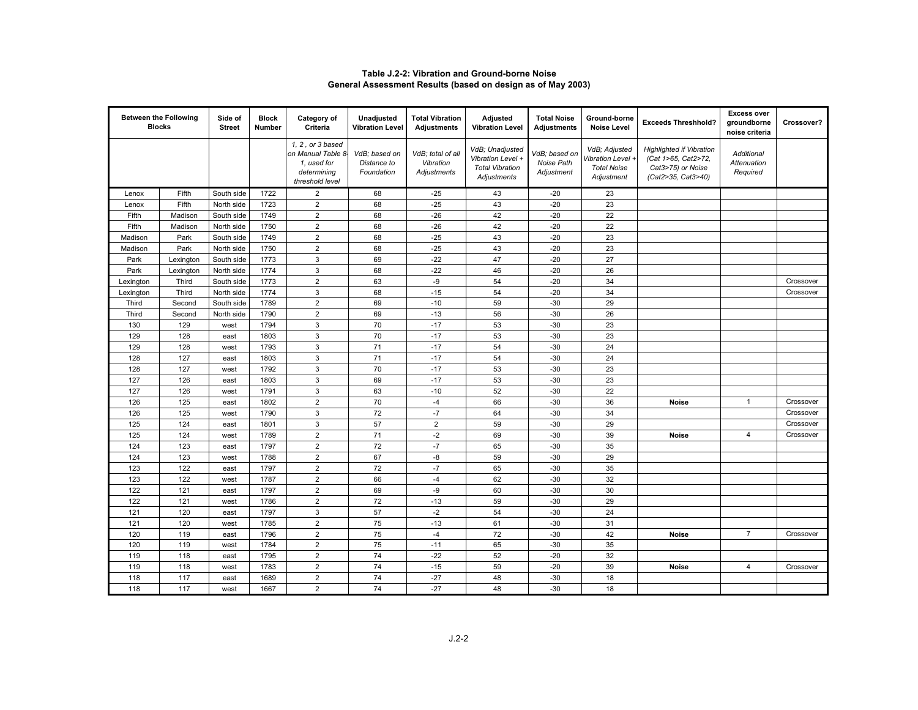**Table J.2-2: Vibration and Ground-borne Noise**
**General Assessment Results (based on design as of May 2003)**

| Between the Following Blocks | | Side of Street | Block Number | Category of Criteria | Unadjusted Vibration Level | Total Vibration Adjustments | Adjusted Vibration Level | Total Noise Adjustments | Ground-borne Noise Level | Exceeds Threshhold? | Excess over groundborne noise criteria | Crossover? |
|---|---|---|---|---|---|---|---|---|---|---|---|---|
| | | | | *1, 2, or 3 based on Manual Table 8-1, used for determining threshold level* | *VdB; based on Distance to Foundation* | *VdB; total of all Vibration Adjustments* | *VdB; Unadjusted Vibration Level + Total Vibration Adjustments* | *VdB; based on Noise Path Adjustment* | *VdB; Adjusted Vibration Level + Total Noise Adjustment* | *Highlighted if Vibration (Cat 1>65, Cat2>72, Cat3>75) or Noise (Cat2>35, Cat3>40)* | *Additional Attenuation Required* | |
| Lenox | Fifth | South side | 1722 | 2 | 68 | -25 | 43 | -20 | 23 | | | |
| Lenox | Fifth | North side | 1723 | 2 | 68 | -25 | 43 | -20 | 23 | | | |
| Fifth | Madison | South side | 1749 | 2 | 68 | -26 | 42 | -20 | 22 | | | |
| Fifth | Madison | North side | 1750 | 2 | 68 | -26 | 42 | -20 | 22 | | | |
| Madison | Park | South side | 1749 | 2 | 68 | -25 | 43 | -20 | 23 | | | |
| Madison | Park | North side | 1750 | 2 | 68 | -25 | 43 | -20 | 23 | | | |
| Park | Lexington | South side | 1773 | 3 | 69 | -22 | 47 | -20 | 27 | | | |
| Park | Lexington | North side | 1774 | 3 | 68 | -22 | 46 | -20 | 26 | | | |
| Lexington | Third | South side | 1773 | 2 | 63 | -9 | 54 | -20 | 34 | | | Crossover |
| Lexington | Third | North side | 1774 | 3 | 68 | -15 | 54 | -20 | 34 | | | Crossover |
| Third | Second | South side | 1789 | 2 | 69 | -10 | 59 | -30 | 29 | | | |
| Third | Second | North side | 1790 | 2 | 69 | -13 | 56 | -30 | 26 | | | |
| 130 | 129 | west | 1794 | 3 | 70 | -17 | 53 | -30 | 23 | | | |
| 129 | 128 | east | 1803 | 3 | 70 | -17 | 53 | -30 | 23 | | | |
| 129 | 128 | west | 1793 | 3 | 71 | -17 | 54 | -30 | 24 | | | |
| 128 | 127 | east | 1803 | 3 | 71 | -17 | 54 | -30 | 24 | | | |
| 128 | 127 | west | 1792 | 3 | 70 | -17 | 53 | -30 | 23 | | | |
| 127 | 126 | east | 1803 | 3 | 69 | -17 | 53 | -30 | 23 | | | |
| 127 | 126 | west | 1791 | 3 | 63 | -10 | 52 | -30 | 22 | | | |
| 126 | 125 | east | 1802 | 2 | 70 | -4 | 66 | -30 | 36 | **Noise** | 1 | Crossover |
| 126 | 125 | west | 1790 | 3 | 72 | -7 | 64 | -30 | 34 | | | Crossover |
| 125 | 124 | east | 1801 | 3 | 57 | 2 | 59 | -30 | 29 | | | Crossover |
| 125 | 124 | west | 1789 | 2 | 71 | -2 | 69 | -30 | 39 | **Noise** | 4 | Crossover |
| 124 | 123 | east | 1797 | 2 | 72 | -7 | 65 | -30 | 35 | | | |
| 124 | 123 | west | 1788 | 2 | 67 | -8 | 59 | -30 | 29 | | | |
| 123 | 122 | east | 1797 | 2 | 72 | -7 | 65 | -30 | 35 | | | |
| 123 | 122 | west | 1787 | 2 | 66 | -4 | 62 | -30 | 32 | | | |
| 122 | 121 | east | 1797 | 2 | 69 | -9 | 60 | -30 | 30 | | | |
| 122 | 121 | west | 1786 | 2 | 72 | -13 | 59 | -30 | 29 | | | |
| 121 | 120 | east | 1797 | 3 | 57 | -2 | 54 | -30 | 24 | | | |
| 121 | 120 | west | 1785 | 2 | 75 | -13 | 61 | -30 | 31 | | | |
| 120 | 119 | east | 1796 | 2 | 75 | -4 | 72 | -30 | 42 | **Noise** | 7 | Crossover |
| 120 | 119 | west | 1784 | 2 | 75 | -11 | 65 | -30 | 35 | | | |
| 119 | 118 | east | 1795 | 2 | 74 | -22 | 52 | -20 | 32 | | | |
| 119 | 118 | west | 1783 | 2 | 74 | -15 | 59 | -20 | 39 | **Noise** | 4 | Crossover |
| 118 | 117 | east | 1689 | 2 | 74 | -27 | 48 | -30 | 18 | | | |
| 118 | 117 | west | 1667 | 2 | 74 | -27 | 48 | -30 | 18 | | | |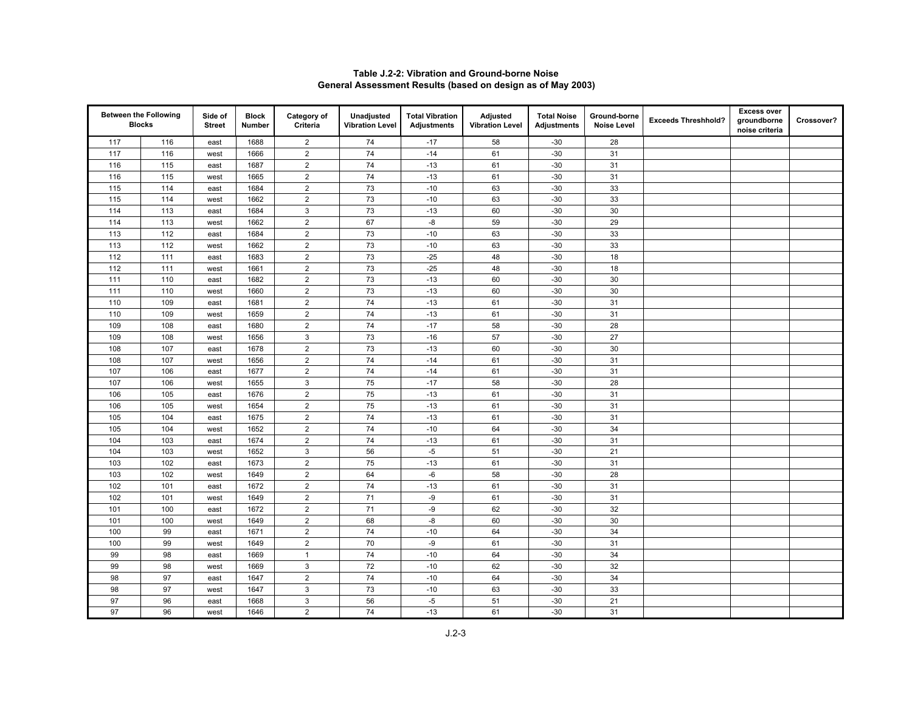**Table J.2-2: Vibration and Ground-borne Noise**
**General Assessment Results (based on design as of May 2003)**

| Between the Following Blocks | | Side of Street | Block Number | Category of Criteria | Unadjusted Vibration Level | Total Vibration Adjustments | Adjusted Vibration Level | Total Noise Adjustments | Ground-borne Noise Level | Exceeds Threshhold? | Excess over groundborne noise criteria | Crossover? |
|---|---|---|---|---|---|---|---|---|---|---|---|---|
| 117 | 116 | east | 1688 | 2 | 74 | -17 | 58 | -30 | 28 | | | |
| 117 | 116 | west | 1666 | 2 | 74 | -14 | 61 | -30 | 31 | | | |
| 116 | 115 | east | 1687 | 2 | 74 | -13 | 61 | -30 | 31 | | | |
| 116 | 115 | west | 1665 | 2 | 74 | -13 | 61 | -30 | 31 | | | |
| 115 | 114 | east | 1684 | 2 | 73 | -10 | 63 | -30 | 33 | | | |
| 115 | 114 | west | 1662 | 2 | 73 | -10 | 63 | -30 | 33 | | | |
| 114 | 113 | east | 1684 | 3 | 73 | -13 | 60 | -30 | 30 | | | |
| 114 | 113 | west | 1662 | 2 | 67 | -8 | 59 | -30 | 29 | | | |
| 113 | 112 | east | 1684 | 2 | 73 | -10 | 63 | -30 | 33 | | | |
| 113 | 112 | west | 1662 | 2 | 73 | -10 | 63 | -30 | 33 | | | |
| 112 | 111 | east | 1683 | 2 | 73 | -25 | 48 | -30 | 18 | | | |
| 112 | 111 | west | 1661 | 2 | 73 | -25 | 48 | -30 | 18 | | | |
| 111 | 110 | east | 1682 | 2 | 73 | -13 | 60 | -30 | 30 | | | |
| 111 | 110 | west | 1660 | 2 | 73 | -13 | 60 | -30 | 30 | | | |
| 110 | 109 | east | 1681 | 2 | 74 | -13 | 61 | -30 | 31 | | | |
| 110 | 109 | west | 1659 | 2 | 74 | -13 | 61 | -30 | 31 | | | |
| 109 | 108 | east | 1680 | 2 | 74 | -17 | 58 | -30 | 28 | | | |
| 109 | 108 | west | 1656 | 3 | 73 | -16 | 57 | -30 | 27 | | | |
| 108 | 107 | east | 1678 | 2 | 73 | -13 | 60 | -30 | 30 | | | |
| 108 | 107 | west | 1656 | 2 | 74 | -14 | 61 | -30 | 31 | | | |
| 107 | 106 | east | 1677 | 2 | 74 | -14 | 61 | -30 | 31 | | | |
| 107 | 106 | west | 1655 | 3 | 75 | -17 | 58 | -30 | 28 | | | |
| 106 | 105 | east | 1676 | 2 | 75 | -13 | 61 | -30 | 31 | | | |
| 106 | 105 | west | 1654 | 2 | 75 | -13 | 61 | -30 | 31 | | | |
| 105 | 104 | east | 1675 | 2 | 74 | -13 | 61 | -30 | 31 | | | |
| 105 | 104 | west | 1652 | 2 | 74 | -10 | 64 | -30 | 34 | | | |
| 104 | 103 | east | 1674 | 2 | 74 | -13 | 61 | -30 | 31 | | | |
| 104 | 103 | west | 1652 | 3 | 56 | -5 | 51 | -30 | 21 | | | |
| 103 | 102 | east | 1673 | 2 | 75 | -13 | 61 | -30 | 31 | | | |
| 103 | 102 | west | 1649 | 2 | 64 | -6 | 58 | -30 | 28 | | | |
| 102 | 101 | east | 1672 | 2 | 74 | -13 | 61 | -30 | 31 | | | |
| 102 | 101 | west | 1649 | 2 | 71 | -9 | 61 | -30 | 31 | | | |
| 101 | 100 | east | 1672 | 2 | 71 | -9 | 62 | -30 | 32 | | | |
| 101 | 100 | west | 1649 | 2 | 68 | -8 | 60 | -30 | 30 | | | |
| 100 | 99 | east | 1671 | 2 | 74 | -10 | 64 | -30 | 34 | | | |
| 100 | 99 | west | 1649 | 2 | 70 | -9 | 61 | -30 | 31 | | | |
| 99 | 98 | east | 1669 | 1 | 74 | -10 | 64 | -30 | 34 | | | |
| 99 | 98 | west | 1669 | 3 | 72 | -10 | 62 | -30 | 32 | | | |
| 98 | 97 | east | 1647 | 2 | 74 | -10 | 64 | -30 | 34 | | | |
| 98 | 97 | west | 1647 | 3 | 73 | -10 | 63 | -30 | 33 | | | |
| 97 | 96 | east | 1668 | 3 | 56 | -5 | 51 | -30 | 21 | | | |
| 97 | 96 | west | 1646 | 2 | 74 | -13 | 61 | -30 | 31 | | | |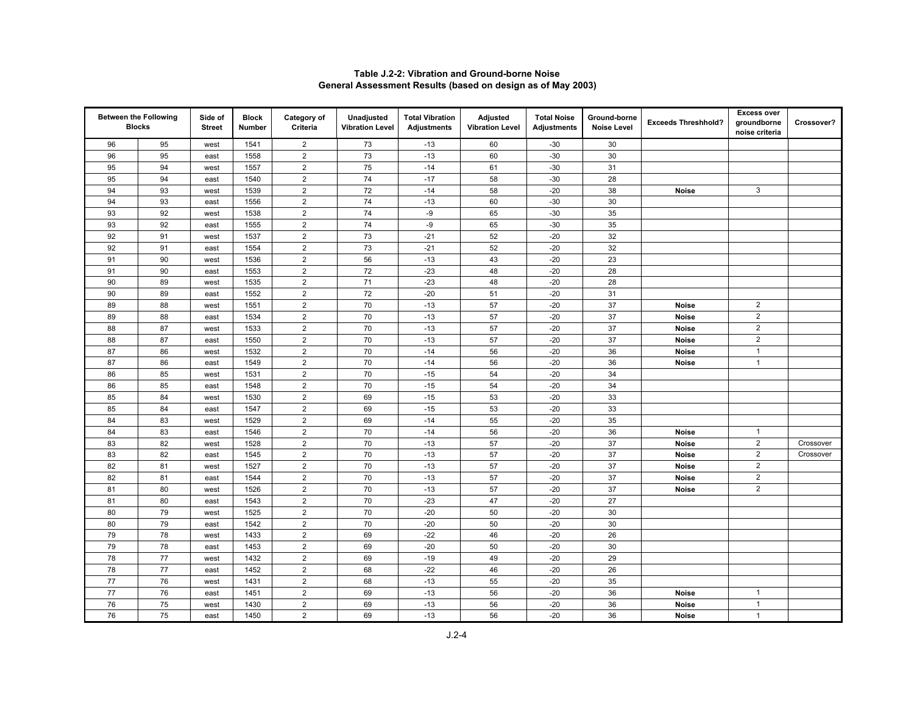**Table J.2-2: Vibration and Ground-borne Noise**
**General Assessment Results (based on design as of May 2003)**

| Between the Following Blocks | | Side of Street | Block Number | Category of Criteria | Unadjusted Vibration Level | Total Vibration Adjustments | Adjusted Vibration Level | Total Noise Adjustments | Ground-borne Noise Level | Exceeds Threshhold? | Excess over groundborne noise criteria | Crossover? |
|---|---|---|---|---|---|---|---|---|---|---|---|---|
| 96 | 95 | west | 1541 | 2 | 73 | -13 | 60 | -30 | 30 | | | |
| 96 | 95 | east | 1558 | 2 | 73 | -13 | 60 | -30 | 30 | | | |
| 95 | 94 | west | 1557 | 2 | 75 | -14 | 61 | -30 | 31 | | | |
| 95 | 94 | east | 1540 | 2 | 74 | -17 | 58 | -30 | 28 | | | |
| 94 | 93 | west | 1539 | 2 | 72 | -14 | 58 | -20 | 38 | **Noise** | 3 | |
| 94 | 93 | east | 1556 | 2 | 74 | -13 | 60 | -30 | 30 | | | |
| 93 | 92 | west | 1538 | 2 | 74 | -9 | 65 | -30 | 35 | | | |
| 93 | 92 | east | 1555 | 2 | 74 | -9 | 65 | -30 | 35 | | | |
| 92 | 91 | west | 1537 | 2 | 73 | -21 | 52 | -20 | 32 | | | |
| 92 | 91 | east | 1554 | 2 | 73 | -21 | 52 | -20 | 32 | | | |
| 91 | 90 | west | 1536 | 2 | 56 | -13 | 43 | -20 | 23 | | | |
| 91 | 90 | east | 1553 | 2 | 72 | -23 | 48 | -20 | 28 | | | |
| 90 | 89 | west | 1535 | 2 | 71 | -23 | 48 | -20 | 28 | | | |
| 90 | 89 | east | 1552 | 2 | 72 | -20 | 51 | -20 | 31 | | | |
| 89 | 88 | west | 1551 | 2 | 70 | -13 | 57 | -20 | 37 | **Noise** | 2 | |
| 89 | 88 | east | 1534 | 2 | 70 | -13 | 57 | -20 | 37 | **Noise** | 2 | |
| 88 | 87 | west | 1533 | 2 | 70 | -13 | 57 | -20 | 37 | **Noise** | 2 | |
| 88 | 87 | east | 1550 | 2 | 70 | -13 | 57 | -20 | 37 | **Noise** | 2 | |
| 87 | 86 | west | 1532 | 2 | 70 | -14 | 56 | -20 | 36 | **Noise** | 1 | |
| 87 | 86 | east | 1549 | 2 | 70 | -14 | 56 | -20 | 36 | **Noise** | 1 | |
| 86 | 85 | west | 1531 | 2 | 70 | -15 | 54 | -20 | 34 | | | |
| 86 | 85 | east | 1548 | 2 | 70 | -15 | 54 | -20 | 34 | | | |
| 85 | 84 | west | 1530 | 2 | 69 | -15 | 53 | -20 | 33 | | | |
| 85 | 84 | east | 1547 | 2 | 69 | -15 | 53 | -20 | 33 | | | |
| 84 | 83 | west | 1529 | 2 | 69 | -14 | 55 | -20 | 35 | | | |
| 84 | 83 | east | 1546 | 2 | 70 | -14 | 56 | -20 | 36 | **Noise** | 1 | |
| 83 | 82 | west | 1528 | 2 | 70 | -13 | 57 | -20 | 37 | **Noise** | 2 | Crossover |
| 83 | 82 | east | 1545 | 2 | 70 | -13 | 57 | -20 | 37 | **Noise** | 2 | Crossover |
| 82 | 81 | west | 1527 | 2 | 70 | -13 | 57 | -20 | 37 | **Noise** | 2 | |
| 82 | 81 | east | 1544 | 2 | 70 | -13 | 57 | -20 | 37 | **Noise** | 2 | |
| 81 | 80 | west | 1526 | 2 | 70 | -13 | 57 | -20 | 37 | **Noise** | 2 | |
| 81 | 80 | east | 1543 | 2 | 70 | -23 | 47 | -20 | 27 | | | |
| 80 | 79 | west | 1525 | 2 | 70 | -20 | 50 | -20 | 30 | | | |
| 80 | 79 | east | 1542 | 2 | 70 | -20 | 50 | -20 | 30 | | | |
| 79 | 78 | west | 1433 | 2 | 69 | -22 | 46 | -20 | 26 | | | |
| 79 | 78 | east | 1453 | 2 | 69 | -20 | 50 | -20 | 30 | | | |
| 78 | 77 | west | 1432 | 2 | 69 | -19 | 49 | -20 | 29 | | | |
| 78 | 77 | east | 1452 | 2 | 68 | -22 | 46 | -20 | 26 | | | |
| 77 | 76 | west | 1431 | 2 | 68 | -13 | 55 | -20 | 35 | | | |
| 77 | 76 | east | 1451 | 2 | 69 | -13 | 56 | -20 | 36 | **Noise** | 1 | |
| 76 | 75 | west | 1430 | 2 | 69 | -13 | 56 | -20 | 36 | **Noise** | 1 | |
| 76 | 75 | east | 1450 | 2 | 69 | -13 | 56 | -20 | 36 | **Noise** | 1 | |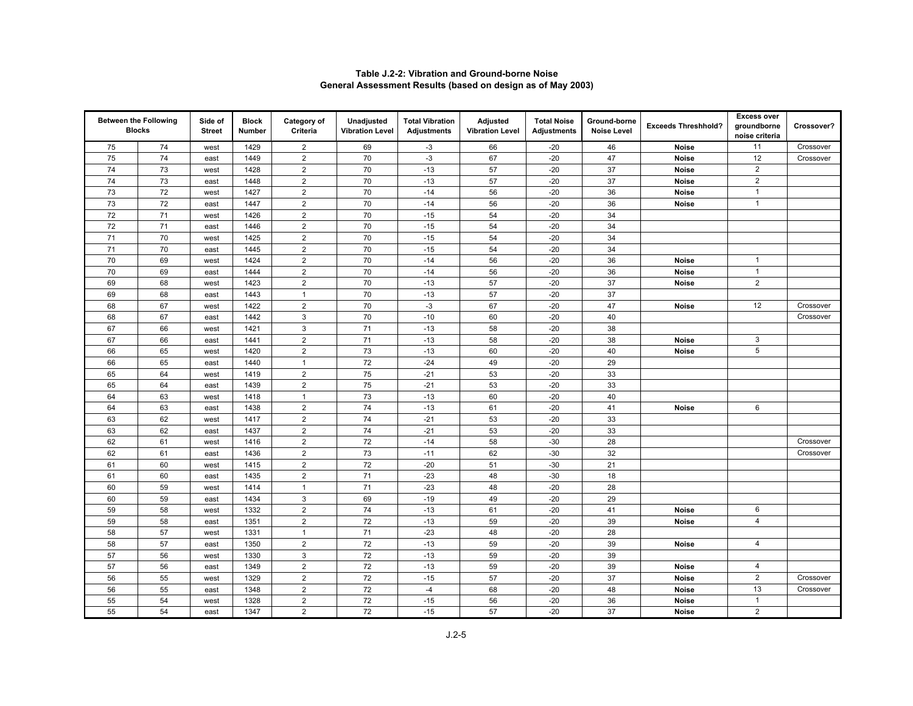**Table J.2-2: Vibration and Ground-borne Noise General Assessment Results (based on design as of May 2003)**

| Between the Following Blocks | | Side of Street | Block Number | Category of Criteria | Unadjusted Vibration Level | Total Vibration Adjustments | Adjusted Vibration Level | Total Noise Adjustments | Ground-borne Noise Level | Exceeds Threshhold? | Excess over groundborne noise criteria | Crossover? |
|---|---|---|---|---|---|---|---|---|---|---|---|---|
| 75 | 74 | west | 1429 | 2 | 69 | -3 | 66 | -20 | 46 | **Noise** | 11 | Crossover |
| 75 | 74 | east | 1449 | 2 | 70 | -3 | 67 | -20 | 47 | **Noise** | 12 | Crossover |
| 74 | 73 | west | 1428 | 2 | 70 | -13 | 57 | -20 | 37 | **Noise** | 2 | |
| 74 | 73 | east | 1448 | 2 | 70 | -13 | 57 | -20 | 37 | **Noise** | 2 | |
| 73 | 72 | west | 1427 | 2 | 70 | -14 | 56 | -20 | 36 | **Noise** | 1 | |
| 73 | 72 | east | 1447 | 2 | 70 | -14 | 56 | -20 | 36 | **Noise** | 1 | |
| 72 | 71 | west | 1426 | 2 | 70 | -15 | 54 | -20 | 34 | | | |
| 72 | 71 | east | 1446 | 2 | 70 | -15 | 54 | -20 | 34 | | | |
| 71 | 70 | west | 1425 | 2 | 70 | -15 | 54 | -20 | 34 | | | |
| 71 | 70 | east | 1445 | 2 | 70 | -15 | 54 | -20 | 34 | | | |
| 70 | 69 | west | 1424 | 2 | 70 | -14 | 56 | -20 | 36 | **Noise** | 1 | |
| 70 | 69 | east | 1444 | 2 | 70 | -14 | 56 | -20 | 36 | **Noise** | 1 | |
| 69 | 68 | west | 1423 | 2 | 70 | -13 | 57 | -20 | 37 | **Noise** | 2 | |
| 69 | 68 | east | 1443 | 1 | 70 | -13 | 57 | -20 | 37 | | | |
| 68 | 67 | west | 1422 | 2 | 70 | -3 | 67 | -20 | 47 | **Noise** | 12 | Crossover |
| 68 | 67 | east | 1442 | 3 | 70 | -10 | 60 | -20 | 40 | | | Crossover |
| 67 | 66 | west | 1421 | 3 | 71 | -13 | 58 | -20 | 38 | | | |
| 67 | 66 | east | 1441 | 2 | 71 | -13 | 58 | -20 | 38 | **Noise** | 3 | |
| 66 | 65 | west | 1420 | 2 | 73 | -13 | 60 | -20 | 40 | **Noise** | 5 | |
| 66 | 65 | east | 1440 | 1 | 72 | -24 | 49 | -20 | 29 | | | |
| 65 | 64 | west | 1419 | 2 | 75 | -21 | 53 | -20 | 33 | | | |
| 65 | 64 | east | 1439 | 2 | 75 | -21 | 53 | -20 | 33 | | | |
| 64 | 63 | west | 1418 | 1 | 73 | -13 | 60 | -20 | 40 | | | |
| 64 | 63 | east | 1438 | 2 | 74 | -13 | 61 | -20 | 41 | **Noise** | 6 | |
| 63 | 62 | west | 1417 | 2 | 74 | -21 | 53 | -20 | 33 | | | |
| 63 | 62 | east | 1437 | 2 | 74 | -21 | 53 | -20 | 33 | | | |
| 62 | 61 | west | 1416 | 2 | 72 | -14 | 58 | -30 | 28 | | | Crossover |
| 62 | 61 | east | 1436 | 2 | 73 | -11 | 62 | -30 | 32 | | | Crossover |
| 61 | 60 | west | 1415 | 2 | 72 | -20 | 51 | -30 | 21 | | | |
| 61 | 60 | east | 1435 | 2 | 71 | -23 | 48 | -30 | 18 | | | |
| 60 | 59 | west | 1414 | 1 | 71 | -23 | 48 | -20 | 28 | | | |
| 60 | 59 | east | 1434 | 3 | 69 | -19 | 49 | -20 | 29 | | | |
| 59 | 58 | west | 1332 | 2 | 74 | -13 | 61 | -20 | 41 | **Noise** | 6 | |
| 59 | 58 | east | 1351 | 2 | 72 | -13 | 59 | -20 | 39 | **Noise** | 4 | |
| 58 | 57 | west | 1331 | 1 | 71 | -23 | 48 | -20 | 28 | | | |
| 58 | 57 | east | 1350 | 2 | 72 | -13 | 59 | -20 | 39 | **Noise** | 4 | |
| 57 | 56 | west | 1330 | 3 | 72 | -13 | 59 | -20 | 39 | | | |
| 57 | 56 | east | 1349 | 2 | 72 | -13 | 59 | -20 | 39 | **Noise** | 4 | |
| 56 | 55 | west | 1329 | 2 | 72 | -15 | 57 | -20 | 37 | **Noise** | 2 | Crossover |
| 56 | 55 | east | 1348 | 2 | 72 | -4 | 68 | -20 | 48 | **Noise** | 13 | Crossover |
| 55 | 54 | west | 1328 | 2 | 72 | -15 | 56 | -20 | 36 | **Noise** | 1 | |
| 55 | 54 | east | 1347 | 2 | 72 | -15 | 57 | -20 | 37 | **Noise** | 2 | |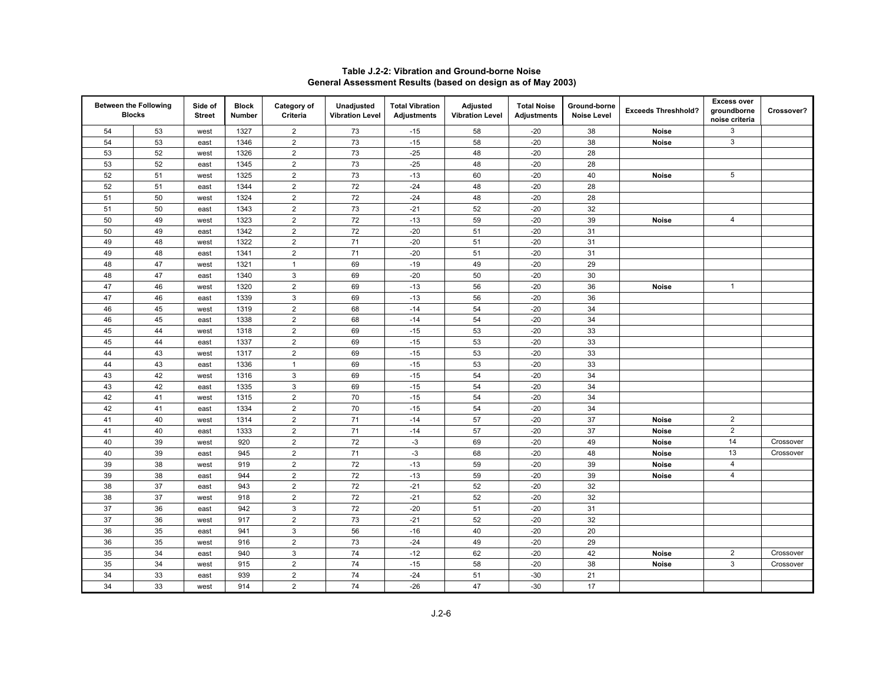**Table J.2-2: Vibration and Ground-borne Noise**
**General Assessment Results (based on design as of May 2003)**

| Between the Following Blocks | | Side of Street | Block Number | Category of Criteria | Unadjusted Vibration Level | Total Vibration Adjustments | Adjusted Vibration Level | Total Noise Adjustments | Ground-borne Noise Level | Exceeds Threshhold? | Excess over groundborne noise criteria | Crossover? |
|---|---|---|---|---|---|---|---|---|---|---|---|---|
| 54 | 53 | west | 1327 | 2 | 73 | -15 | 58 | -20 | 38 | **Noise** | 3 | |
| 54 | 53 | east | 1346 | 2 | 73 | -15 | 58 | -20 | 38 | **Noise** | 3 | |
| 53 | 52 | west | 1326 | 2 | 73 | -25 | 48 | -20 | 28 | | | |
| 53 | 52 | east | 1345 | 2 | 73 | -25 | 48 | -20 | 28 | | | |
| 52 | 51 | west | 1325 | 2 | 73 | -13 | 60 | -20 | 40 | **Noise** | 5 | |
| 52 | 51 | east | 1344 | 2 | 72 | -24 | 48 | -20 | 28 | | | |
| 51 | 50 | west | 1324 | 2 | 72 | -24 | 48 | -20 | 28 | | | |
| 51 | 50 | east | 1343 | 2 | 73 | -21 | 52 | -20 | 32 | | | |
| 50 | 49 | west | 1323 | 2 | 72 | -13 | 59 | -20 | 39 | **Noise** | 4 | |
| 50 | 49 | east | 1342 | 2 | 72 | -20 | 51 | -20 | 31 | | | |
| 49 | 48 | west | 1322 | 2 | 71 | -20 | 51 | -20 | 31 | | | |
| 49 | 48 | east | 1341 | 2 | 71 | -20 | 51 | -20 | 31 | | | |
| 48 | 47 | west | 1321 | 1 | 69 | -19 | 49 | -20 | 29 | | | |
| 48 | 47 | east | 1340 | 3 | 69 | -20 | 50 | -20 | 30 | | | |
| 47 | 46 | west | 1320 | 2 | 69 | -13 | 56 | -20 | 36 | **Noise** | 1 | |
| 47 | 46 | east | 1339 | 3 | 69 | -13 | 56 | -20 | 36 | | | |
| 46 | 45 | west | 1319 | 2 | 68 | -14 | 54 | -20 | 34 | | | |
| 46 | 45 | east | 1338 | 2 | 68 | -14 | 54 | -20 | 34 | | | |
| 45 | 44 | west | 1318 | 2 | 69 | -15 | 53 | -20 | 33 | | | |
| 45 | 44 | east | 1337 | 2 | 69 | -15 | 53 | -20 | 33 | | | |
| 44 | 43 | west | 1317 | 2 | 69 | -15 | 53 | -20 | 33 | | | |
| 44 | 43 | east | 1336 | 1 | 69 | -15 | 53 | -20 | 33 | | | |
| 43 | 42 | west | 1316 | 3 | 69 | -15 | 54 | -20 | 34 | | | |
| 43 | 42 | east | 1335 | 3 | 69 | -15 | 54 | -20 | 34 | | | |
| 42 | 41 | west | 1315 | 2 | 70 | -15 | 54 | -20 | 34 | | | |
| 42 | 41 | east | 1334 | 2 | 70 | -15 | 54 | -20 | 34 | | | |
| 41 | 40 | west | 1314 | 2 | 71 | -14 | 57 | -20 | 37 | **Noise** | 2 | |
| 41 | 40 | east | 1333 | 2 | 71 | -14 | 57 | -20 | 37 | **Noise** | 2 | |
| 40 | 39 | west | 920 | 2 | 72 | -3 | 69 | -20 | 49 | **Noise** | 14 | Crossover |
| 40 | 39 | east | 945 | 2 | 71 | -3 | 68 | -20 | 48 | **Noise** | 13 | Crossover |
| 39 | 38 | west | 919 | 2 | 72 | -13 | 59 | -20 | 39 | **Noise** | 4 | |
| 39 | 38 | east | 944 | 2 | 72 | -13 | 59 | -20 | 39 | **Noise** | 4 | |
| 38 | 37 | east | 943 | 2 | 72 | -21 | 52 | -20 | 32 | | | |
| 38 | 37 | west | 918 | 2 | 72 | -21 | 52 | -20 | 32 | | | |
| 37 | 36 | east | 942 | 3 | 72 | -20 | 51 | -20 | 31 | | | |
| 37 | 36 | west | 917 | 2 | 73 | -21 | 52 | -20 | 32 | | | |
| 36 | 35 | east | 941 | 3 | 56 | -16 | 40 | -20 | 20 | | | |
| 36 | 35 | west | 916 | 2 | 73 | -24 | 49 | -20 | 29 | | | |
| 35 | 34 | east | 940 | 3 | 74 | -12 | 62 | -20 | 42 | **Noise** | 2 | Crossover |
| 35 | 34 | west | 915 | 2 | 74 | -15 | 58 | -20 | 38 | **Noise** | 3 | Crossover |
| 34 | 33 | east | 939 | 2 | 74 | -24 | 51 | -30 | 21 | | | |
| 34 | 33 | west | 914 | 2 | 74 | -26 | 47 | -30 | 17 | | | |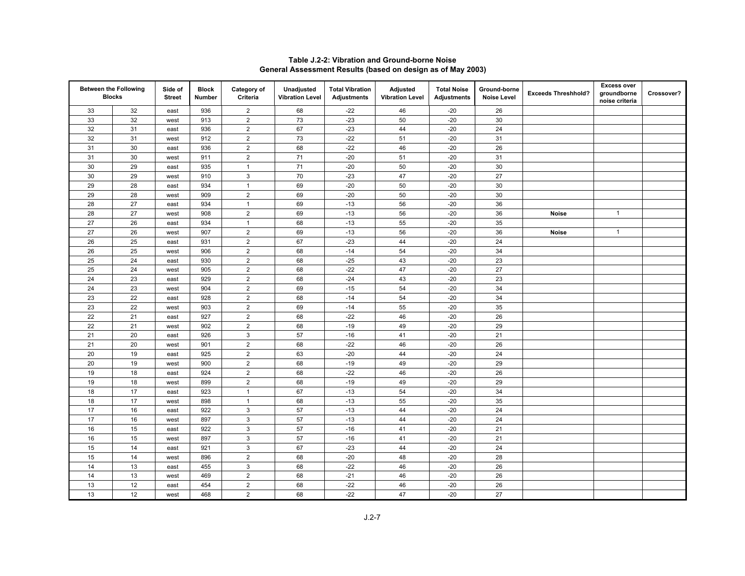**Table J.2-2: Vibration and Ground-borne Noise**
**General Assessment Results (based on design as of May 2003)**

| Between the Following Blocks | | Side of Street | Block Number | Category of Criteria | Unadjusted Vibration Level | Total Vibration Adjustments | Adjusted Vibration Level | Total Noise Adjustments | Ground-borne Noise Level | Exceeds Threshhold? | Excess over groundborne noise criteria | Crossover? |
|---|---|---|---|---|---|---|---|---|---|---|---|---|
| 33 | 32 | east | 936 | 2 | 68 | -22 | 46 | -20 | 26 | | | |
| 33 | 32 | west | 913 | 2 | 73 | -23 | 50 | -20 | 30 | | | |
| 32 | 31 | east | 936 | 2 | 67 | -23 | 44 | -20 | 24 | | | |
| 32 | 31 | west | 912 | 2 | 73 | -22 | 51 | -20 | 31 | | | |
| 31 | 30 | east | 936 | 2 | 68 | -22 | 46 | -20 | 26 | | | |
| 31 | 30 | west | 911 | 2 | 71 | -20 | 51 | -20 | 31 | | | |
| 30 | 29 | east | 935 | 1 | 71 | -20 | 50 | -20 | 30 | | | |
| 30 | 29 | west | 910 | 3 | 70 | -23 | 47 | -20 | 27 | | | |
| 29 | 28 | east | 934 | 1 | 69 | -20 | 50 | -20 | 30 | | | |
| 29 | 28 | west | 909 | 2 | 69 | -20 | 50 | -20 | 30 | | | |
| 28 | 27 | east | 934 | 1 | 69 | -13 | 56 | -20 | 36 | | | |
| 28 | 27 | west | 908 | 2 | 69 | -13 | 56 | -20 | 36 | **Noise** | 1 | |
| 27 | 26 | east | 934 | 1 | 68 | -13 | 55 | -20 | 35 | | | |
| 27 | 26 | west | 907 | 2 | 69 | -13 | 56 | -20 | 36 | **Noise** | 1 | |
| 26 | 25 | east | 931 | 2 | 67 | -23 | 44 | -20 | 24 | | | |
| 26 | 25 | west | 906 | 2 | 68 | -14 | 54 | -20 | 34 | | | |
| 25 | 24 | east | 930 | 2 | 68 | -25 | 43 | -20 | 23 | | | |
| 25 | 24 | west | 905 | 2 | 68 | -22 | 47 | -20 | 27 | | | |
| 24 | 23 | east | 929 | 2 | 68 | -24 | 43 | -20 | 23 | | | |
| 24 | 23 | west | 904 | 2 | 69 | -15 | 54 | -20 | 34 | | | |
| 23 | 22 | east | 928 | 2 | 68 | -14 | 54 | -20 | 34 | | | |
| 23 | 22 | west | 903 | 2 | 69 | -14 | 55 | -20 | 35 | | | |
| 22 | 21 | east | 927 | 2 | 68 | -22 | 46 | -20 | 26 | | | |
| 22 | 21 | west | 902 | 2 | 68 | -19 | 49 | -20 | 29 | | | |
| 21 | 20 | east | 926 | 3 | 57 | -16 | 41 | -20 | 21 | | | |
| 21 | 20 | west | 901 | 2 | 68 | -22 | 46 | -20 | 26 | | | |
| 20 | 19 | east | 925 | 2 | 63 | -20 | 44 | -20 | 24 | | | |
| 20 | 19 | west | 900 | 2 | 68 | -19 | 49 | -20 | 29 | | | |
| 19 | 18 | east | 924 | 2 | 68 | -22 | 46 | -20 | 26 | | | |
| 19 | 18 | west | 899 | 2 | 68 | -19 | 49 | -20 | 29 | | | |
| 18 | 17 | east | 923 | 1 | 67 | -13 | 54 | -20 | 34 | | | |
| 18 | 17 | west | 898 | 1 | 68 | -13 | 55 | -20 | 35 | | | |
| 17 | 16 | east | 922 | 3 | 57 | -13 | 44 | -20 | 24 | | | |
| 17 | 16 | west | 897 | 3 | 57 | -13 | 44 | -20 | 24 | | | |
| 16 | 15 | east | 922 | 3 | 57 | -16 | 41 | -20 | 21 | | | |
| 16 | 15 | west | 897 | 3 | 57 | -16 | 41 | -20 | 21 | | | |
| 15 | 14 | east | 921 | 3 | 67 | -23 | 44 | -20 | 24 | | | |
| 15 | 14 | west | 896 | 2 | 68 | -20 | 48 | -20 | 28 | | | |
| 14 | 13 | east | 455 | 3 | 68 | -22 | 46 | -20 | 26 | | | |
| 14 | 13 | west | 469 | 2 | 68 | -21 | 46 | -20 | 26 | | | |
| 13 | 12 | east | 454 | 2 | 68 | -22 | 46 | -20 | 26 | | | |
| 13 | 12 | west | 468 | 2 | 68 | -22 | 47 | -20 | 27 | | | |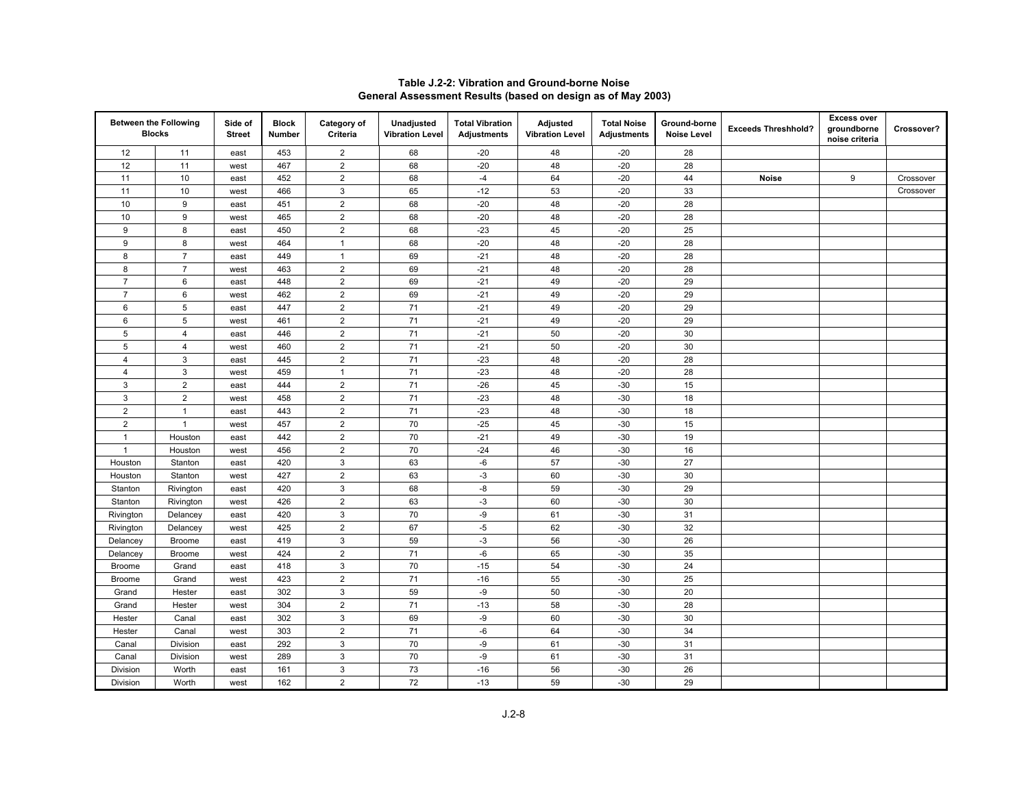**Table J.2-2: Vibration and Ground-borne Noise**
**General Assessment Results (based on design as of May 2003)**

| Between the Following Blocks | | Side of Street | Block Number | Category of Criteria | Unadjusted Vibration Level | Total Vibration Adjustments | Adjusted Vibration Level | Total Noise Adjustments | Ground-borne Noise Level | Exceeds Threshhold? | Excess over groundborne noise criteria | Crossover? |
|---|---|---|---|---|---|---|---|---|---|---|---|---|
| 12 | 11 | east | 453 | 2 | 68 | -20 | 48 | -20 | 28 | | | |
| 12 | 11 | west | 467 | 2 | 68 | -20 | 48 | -20 | 28 | | | |
| 11 | 10 | east | 452 | 2 | 68 | -4 | 64 | -20 | 44 | **Noise** | 9 | Crossover |
| 11 | 10 | west | 466 | 3 | 65 | -12 | 53 | -20 | 33 | | | Crossover |
| 10 | 9 | east | 451 | 2 | 68 | -20 | 48 | -20 | 28 | | | |
| 10 | 9 | west | 465 | 2 | 68 | -20 | 48 | -20 | 28 | | | |
| 9 | 8 | east | 450 | 2 | 68 | -23 | 45 | -20 | 25 | | | |
| 9 | 8 | west | 464 | 1 | 68 | -20 | 48 | -20 | 28 | | | |
| 8 | 7 | east | 449 | 1 | 69 | -21 | 48 | -20 | 28 | | | |
| 8 | 7 | west | 463 | 2 | 69 | -21 | 48 | -20 | 28 | | | |
| 7 | 6 | east | 448 | 2 | 69 | -21 | 49 | -20 | 29 | | | |
| 7 | 6 | west | 462 | 2 | 69 | -21 | 49 | -20 | 29 | | | |
| 6 | 5 | east | 447 | 2 | 71 | -21 | 49 | -20 | 29 | | | |
| 6 | 5 | west | 461 | 2 | 71 | -21 | 49 | -20 | 29 | | | |
| 5 | 4 | east | 446 | 2 | 71 | -21 | 50 | -20 | 30 | | | |
| 5 | 4 | west | 460 | 2 | 71 | -21 | 50 | -20 | 30 | | | |
| 4 | 3 | east | 445 | 2 | 71 | -23 | 48 | -20 | 28 | | | |
| 4 | 3 | west | 459 | 1 | 71 | -23 | 48 | -20 | 28 | | | |
| 3 | 2 | east | 444 | 2 | 71 | -26 | 45 | -30 | 15 | | | |
| 3 | 2 | west | 458 | 2 | 71 | -23 | 48 | -30 | 18 | | | |
| 2 | 1 | east | 443 | 2 | 71 | -23 | 48 | -30 | 18 | | | |
| 2 | 1 | west | 457 | 2 | 70 | -25 | 45 | -30 | 15 | | | |
| 1 | Houston | east | 442 | 2 | 70 | -21 | 49 | -30 | 19 | | | |
| 1 | Houston | west | 456 | 2 | 70 | -24 | 46 | -30 | 16 | | | |
| Houston | Stanton | east | 420 | 3 | 63 | -6 | 57 | -30 | 27 | | | |
| Houston | Stanton | west | 427 | 2 | 63 | -3 | 60 | -30 | 30 | | | |
| Stanton | Rivington | east | 420 | 3 | 68 | -8 | 59 | -30 | 29 | | | |
| Stanton | Rivington | west | 426 | 2 | 63 | -3 | 60 | -30 | 30 | | | |
| Rivington | Delancey | east | 420 | 3 | 70 | -9 | 61 | -30 | 31 | | | |
| Rivington | Delancey | west | 425 | 2 | 67 | -5 | 62 | -30 | 32 | | | |
| Delancey | Broome | east | 419 | 3 | 59 | -3 | 56 | -30 | 26 | | | |
| Delancey | Broome | west | 424 | 2 | 71 | -6 | 65 | -30 | 35 | | | |
| Broome | Grand | east | 418 | 3 | 70 | -15 | 54 | -30 | 24 | | | |
| Broome | Grand | west | 423 | 2 | 71 | -16 | 55 | -30 | 25 | | | |
| Grand | Hester | east | 302 | 3 | 59 | -9 | 50 | -30 | 20 | | | |
| Grand | Hester | west | 304 | 2 | 71 | -13 | 58 | -30 | 28 | | | |
| Hester | Canal | east | 302 | 3 | 69 | -9 | 60 | -30 | 30 | | | |
| Hester | Canal | west | 303 | 2 | 71 | -6 | 64 | -30 | 34 | | | |
| Canal | Division | east | 292 | 3 | 70 | -9 | 61 | -30 | 31 | | | |
| Canal | Division | west | 289 | 3 | 70 | -9 | 61 | -30 | 31 | | | |
| Division | Worth | east | 161 | 3 | 73 | -16 | 56 | -30 | 26 | | | |
| Division | Worth | west | 162 | 2 | 72 | -13 | 59 | -30 | 29 | | | |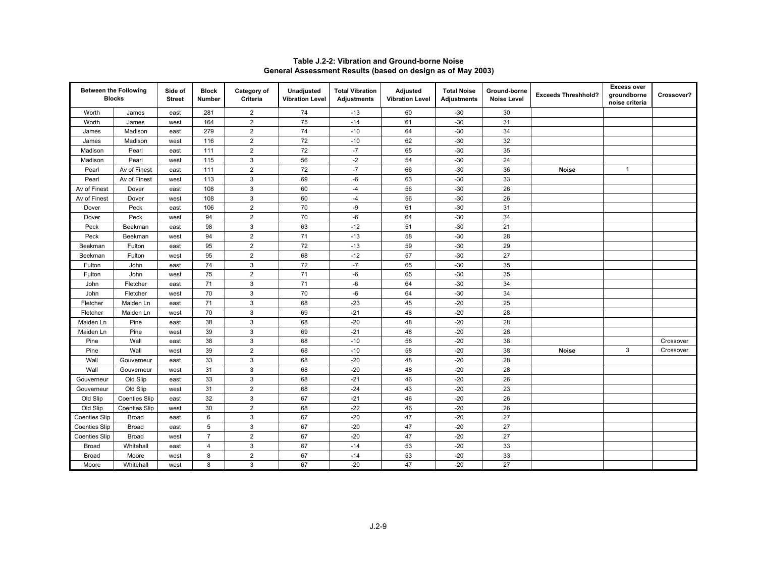**Table J.2-2: Vibration and Ground-borne Noise**
**General Assessment Results (based on design as of May 2003)**

| Between the Following Blocks | | Side of Street | Block Number | Category of Criteria | Unadjusted Vibration Level | Total Vibration Adjustments | Adjusted Vibration Level | Total Noise Adjustments | Ground-borne Noise Level | Exceeds Threshhold? | Excess over groundborne noise criteria | Crossover? |
|---|---|---|---|---|---|---|---|---|---|---|---|---|
| Worth | James | east | 281 | 2 | 74 | -13 | 60 | -30 | 30 | | | |
| Worth | James | west | 164 | 2 | 75 | -14 | 61 | -30 | 31 | | | |
| James | Madison | east | 279 | 2 | 74 | -10 | 64 | -30 | 34 | | | |
| James | Madison | west | 116 | 2 | 72 | -10 | 62 | -30 | 32 | | | |
| Madison | Pearl | east | 111 | 2 | 72 | -7 | 65 | -30 | 35 | | | |
| Madison | Pearl | west | 115 | 3 | 56 | -2 | 54 | -30 | 24 | | | |
| Pearl | Av of Finest | east | 111 | 2 | 72 | -7 | 66 | -30 | 36 | **Noise** | 1 | |
| Pearl | Av of Finest | west | 113 | 3 | 69 | -6 | 63 | -30 | 33 | | | |
| Av of Finest | Dover | east | 108 | 3 | 60 | -4 | 56 | -30 | 26 | | | |
| Av of Finest | Dover | west | 108 | 3 | 60 | -4 | 56 | -30 | 26 | | | |
| Dover | Peck | east | 106 | 2 | 70 | -9 | 61 | -30 | 31 | | | |
| Dover | Peck | west | 94 | 2 | 70 | -6 | 64 | -30 | 34 | | | |
| Peck | Beekman | east | 98 | 3 | 63 | -12 | 51 | -30 | 21 | | | |
| Peck | Beekman | west | 94 | 2 | 71 | -13 | 58 | -30 | 28 | | | |
| Beekman | Fulton | east | 95 | 2 | 72 | -13 | 59 | -30 | 29 | | | |
| Beekman | Fulton | west | 95 | 2 | 68 | -12 | 57 | -30 | 27 | | | |
| Fulton | John | east | 74 | 3 | 72 | -7 | 65 | -30 | 35 | | | |
| Fulton | John | west | 75 | 2 | 71 | -6 | 65 | -30 | 35 | | | |
| John | Fletcher | east | 71 | 3 | 71 | -6 | 64 | -30 | 34 | | | |
| John | Fletcher | west | 70 | 3 | 70 | -6 | 64 | -30 | 34 | | | |
| Fletcher | Maiden Ln | east | 71 | 3 | 68 | -23 | 45 | -20 | 25 | | | |
| Fletcher | Maiden Ln | west | 70 | 3 | 69 | -21 | 48 | -20 | 28 | | | |
| Maiden Ln | Pine | east | 38 | 3 | 68 | -20 | 48 | -20 | 28 | | | |
| Maiden Ln | Pine | west | 39 | 3 | 69 | -21 | 48 | -20 | 28 | | | |
| Pine | Wall | east | 38 | 3 | 68 | -10 | 58 | -20 | 38 | | | Crossover |
| Pine | Wall | west | 39 | 2 | 68 | -10 | 58 | -20 | 38 | **Noise** | 3 | Crossover |
| Wall | Gouverneur | east | 33 | 3 | 68 | -20 | 48 | -20 | 28 | | | |
| Wall | Gouverneur | west | 31 | 3 | 68 | -20 | 48 | -20 | 28 | | | |
| Gouverneur | Old Slip | east | 33 | 3 | 68 | -21 | 46 | -20 | 26 | | | |
| Gouverneur | Old Slip | west | 31 | 2 | 68 | -24 | 43 | -20 | 23 | | | |
| Old Slip | Coenties Slip | east | 32 | 3 | 67 | -21 | 46 | -20 | 26 | | | |
| Old Slip | Coenties Slip | west | 30 | 2 | 68 | -22 | 46 | -20 | 26 | | | |
| Coenties Slip | Broad | east | 6 | 3 | 67 | -20 | 47 | -20 | 27 | | | |
| Coenties Slip | Broad | east | 5 | 3 | 67 | -20 | 47 | -20 | 27 | | | |
| Coenties Slip | Broad | west | 7 | 2 | 67 | -20 | 47 | -20 | 27 | | | |
| Broad | Whitehall | east | 4 | 3 | 67 | -14 | 53 | -20 | 33 | | | |
| Broad | Moore | west | 8 | 2 | 67 | -14 | 53 | -20 | 33 | | | |
| Moore | Whitehall | west | 8 | 3 | 67 | -20 | 47 | -20 | 27 | | | |